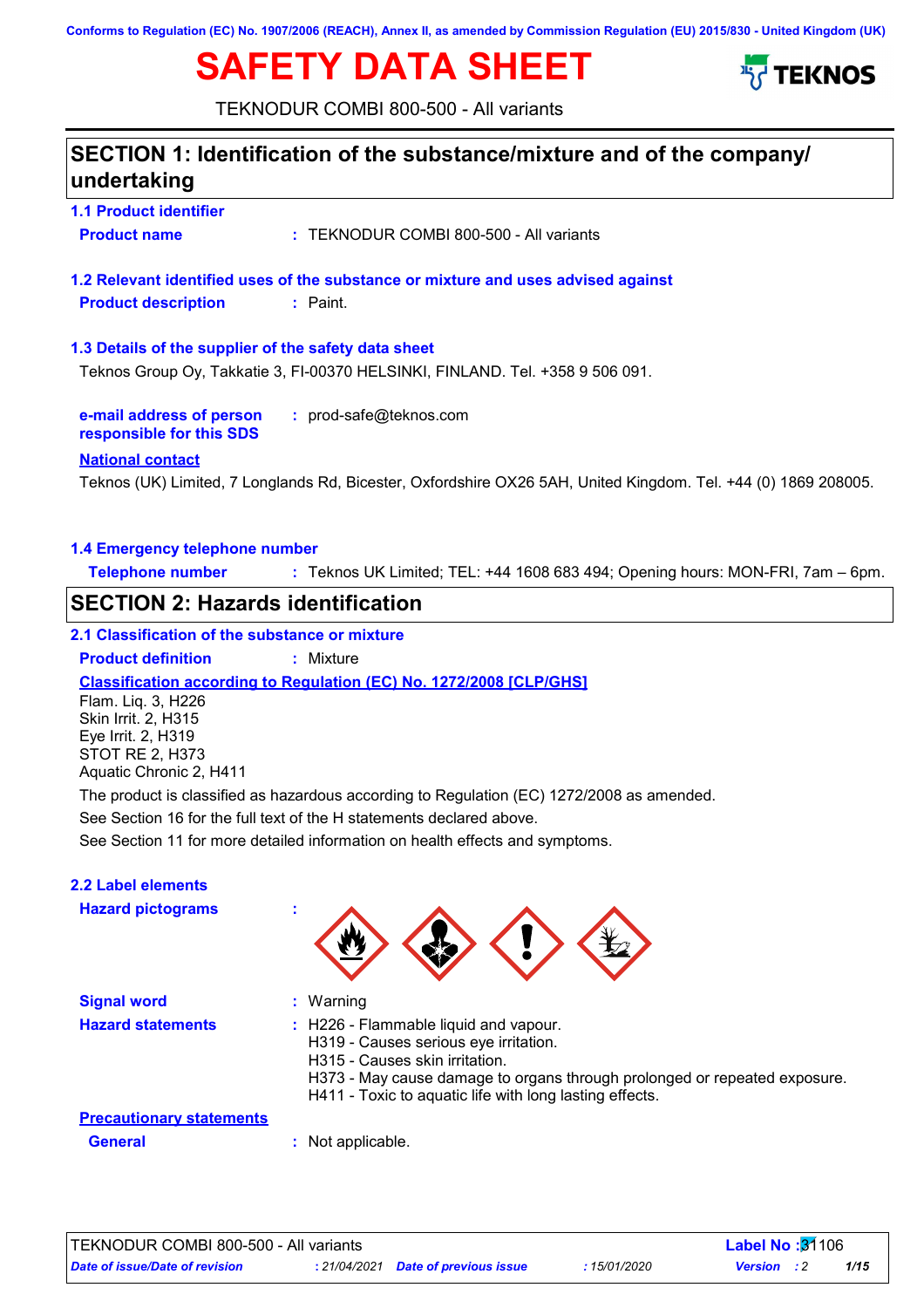Conforms to Regulation (EC) No. 1907/2006 (REACH), Annex II, as amended by Commission Regulation (EU) 2015/830 - United Kingdom (UK)

# SAFETY DATA SHEET

TEKNOS

TEKNODUR COMBI 800-500 - All variants

## SECTION 1: Identification of the substance/mixture and of the company/ undertaking

### 1.1 Product identifier

**Product name** : TEKNODUR COMBI 800-500 - All variants

### 1.2 Relevant identified uses of the substance or mixture and uses advised against

**Product description** : Paint.

### 1.3 Details of the supplier of the safety data sheet

Teknos Group Oy, Takkatie 3, FI-00370 HELSINKI, FINLAND. Tel. +358 9 506 091.

**e-mail address of person responsible for this SDS** : prod-safe@teknos.com

**National contact**

Teknos (UK) Limited, 7 Longlands Rd, Bicester, Oxfordshire OX26 5AH, United Kingdom. Tel. +44 (0) 1869 208005.

### 1.4 Emergency telephone number

**Telephone number** : Teknos UK Limited; TEL: +44 1608 683 494; Opening hours: MON-FRI, 7am – 6pm.

## SECTION 2: Hazards identification

### 2.1 Classification of the substance or mixture

**Product definition** : Mixture

**Classification according to Regulation (EC) No. 1272/2008 [CLP/GHS]**

Flam. Liq. 3, H226
Skin Irrit. 2, H315
Eye Irrit. 2, H319
STOT RE 2, H373
Aquatic Chronic 2, H411

The product is classified as hazardous according to Regulation (EC) 1272/2008 as amended.

See Section 16 for the full text of the H statements declared above.

See Section 11 for more detailed information on health effects and symptoms.

### 2.2 Label elements

**Hazard pictograms** :

**Signal word** : Warning

**Hazard statements** :
H226 - Flammable liquid and vapour.
H319 - Causes serious eye irritation.
H315 - Causes skin irritation.
H373 - May cause damage to organs through prolonged or repeated exposure.
H411 - Toxic to aquatic life with long lasting effects.

**Precautionary statements**

**General** : Not applicable.

TEKNODUR COMBI 800-500 - All variants | Label No : 31106
*Date of issue/Date of revision* : 21/04/2021 | *Date of previous issue* : 15/01/2020 | *Version* : 2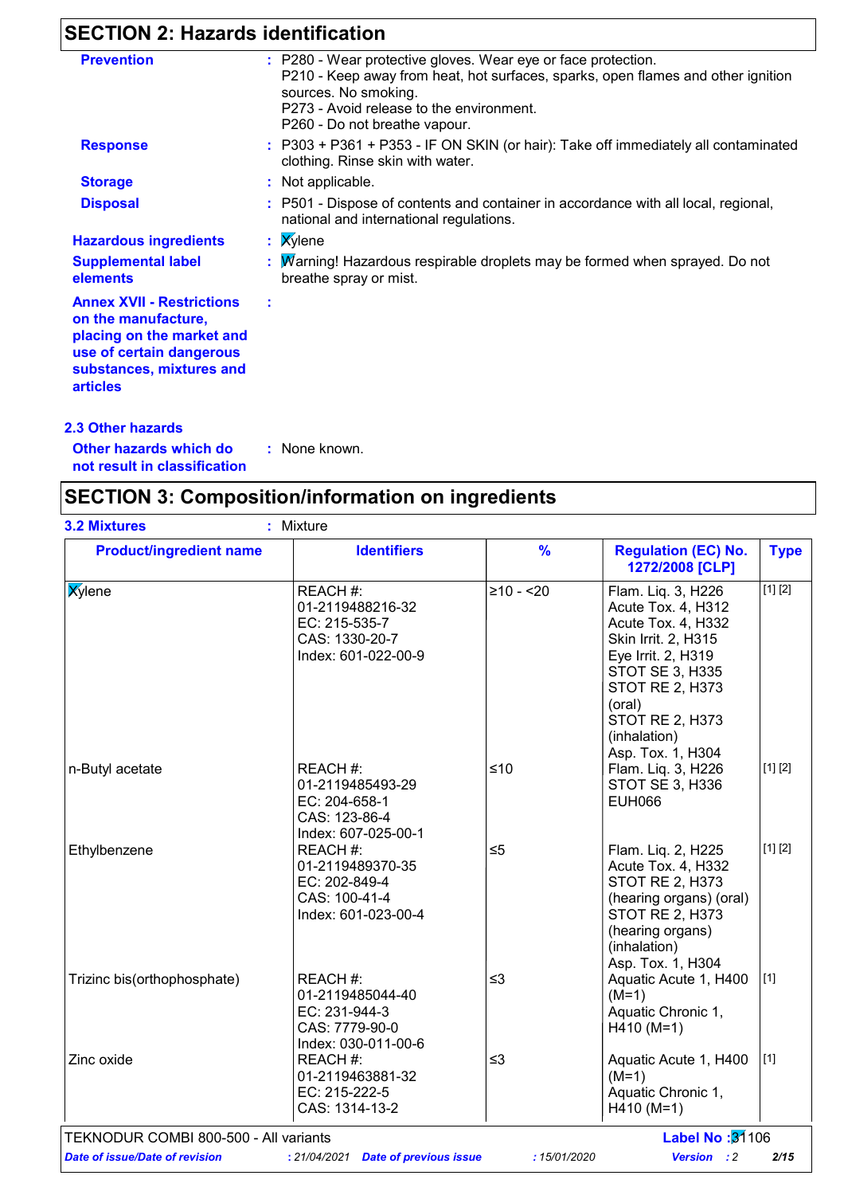## SECTION 2: Hazards identification

**Prevention** : P280 - Wear protective gloves. Wear eye or face protection.
P210 - Keep away from heat, hot surfaces, sparks, open flames and other ignition sources. No smoking.
P273 - Avoid release to the environment.
P260 - Do not breathe vapour.

**Response** : P303 + P361 + P353 - IF ON SKIN (or hair): Take off immediately all contaminated clothing. Rinse skin with water.

**Storage** : Not applicable.

**Disposal** : P501 - Dispose of contents and container in accordance with all local, regional, national and international regulations.

**Hazardous ingredients** : Xylene

**Supplemental label elements** : Warning! Hazardous respirable droplets may be formed when sprayed. Do not breathe spray or mist.

**Annex XVII - Restrictions on the manufacture, placing on the market and use of certain dangerous substances, mixtures and articles** :

### 2.3 Other hazards

**Other hazards which do not result in classification** : None known.

## SECTION 3: Composition/information on ingredients

**3.2 Mixtures** : Mixture

| Product/ingredient name | Identifiers | % | Regulation (EC) No. 1272/2008 [CLP] | Type |
|---|---|---|---|---|
| Xylene | REACH #: 01-2119488216-32<br>EC: 215-535-7<br>CAS: 1330-20-7<br>Index: 601-022-00-9 | ≥10 - <20 | Flam. Liq. 3, H226<br>Acute Tox. 4, H312<br>Acute Tox. 4, H332<br>Skin Irrit. 2, H315<br>Eye Irrit. 2, H319<br>STOT SE 3, H335<br>STOT RE 2, H373 (oral)<br>STOT RE 2, H373 (inhalation)<br>Asp. Tox. 1, H304 | [1] [2] |
| n-Butyl acetate | REACH #: 01-2119485493-29<br>EC: 204-658-1<br>CAS: 123-86-4<br>Index: 607-025-00-1 | ≤10 | Flam. Liq. 3, H226<br>STOT SE 3, H336<br>EUH066 | [1] [2] |
| Ethylbenzene | REACH #: 01-2119489370-35<br>EC: 202-849-4<br>CAS: 100-41-4<br>Index: 601-023-00-4 | ≤5 | Flam. Liq. 2, H225<br>Acute Tox. 4, H332<br>STOT RE 2, H373 (hearing organs) (oral)<br>STOT RE 2, H373 (hearing organs) (inhalation)<br>Asp. Tox. 1, H304 | [1] [2] |
| Trizinc bis(orthophosphate) | REACH #: 01-2119485044-40<br>EC: 231-944-3<br>CAS: 7779-90-0<br>Index: 030-011-00-6 | ≤3 | Aquatic Acute 1, H400 (M=1)<br>Aquatic Chronic 1, H410 (M=1) | [1] |
| Zinc oxide | REACH #: 01-2119463881-32<br>EC: 215-222-5<br>CAS: 1314-13-2 | ≤3 | Aquatic Acute 1, H400 (M=1)<br>Aquatic Chronic 1, H410 (M=1) | [1] |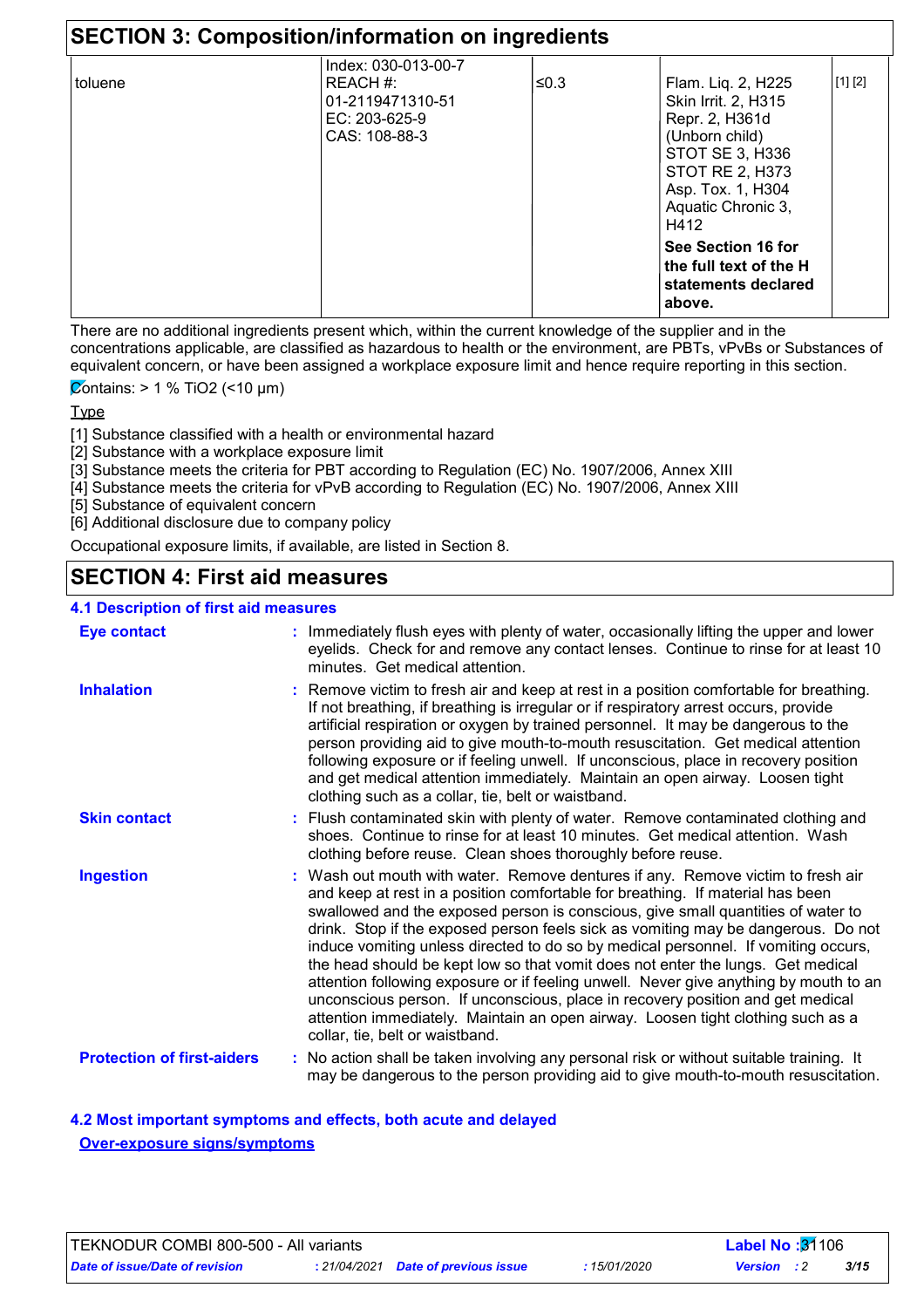## SECTION 3: Composition/information on ingredients

| | | | | |
|---|---|---|---|---|
| toluene | Index: 030-013-00-7<br>REACH #: 01-2119471310-51<br>EC: 203-625-9<br>CAS: 108-88-3 | ≤0.3 | Flam. Liq. 2, H225<br>Skin Irrit. 2, H315<br>Repr. 2, H361d (Unborn child)<br>STOT SE 3, H336<br>STOT RE 2, H373<br>Asp. Tox. 1, H304<br>Aquatic Chronic 3, H412<br>**See Section 16 for the full text of the H statements declared above.** | [1] [2] |

There are no additional ingredients present which, within the current knowledge of the supplier and in the concentrations applicable, are classified as hazardous to health or the environment, are PBTs, vPvBs or Substances of equivalent concern, or have been assigned a workplace exposure limit and hence require reporting in this section.

Contains: > 1 % $TiO_2$ (<10 µm)

Type

[1] Substance classified with a health or environmental hazard
[2] Substance with a workplace exposure limit
[3] Substance meets the criteria for PBT according to Regulation (EC) No. 1907/2006, Annex XIII
[4] Substance meets the criteria for vPvB according to Regulation (EC) No. 1907/2006, Annex XIII
[5] Substance of equivalent concern
[6] Additional disclosure due to company policy

Occupational exposure limits, if available, are listed in Section 8.

## SECTION 4: First aid measures

### 4.1 Description of first aid measures

**Eye contact** : Immediately flush eyes with plenty of water, occasionally lifting the upper and lower eyelids. Check for and remove any contact lenses. Continue to rinse for at least 10 minutes. Get medical attention.

**Inhalation** : Remove victim to fresh air and keep at rest in a position comfortable for breathing. If not breathing, if breathing is irregular or if respiratory arrest occurs, provide artificial respiration or oxygen by trained personnel. It may be dangerous to the person providing aid to give mouth-to-mouth resuscitation. Get medical attention following exposure or if feeling unwell. If unconscious, place in recovery position and get medical attention immediately. Maintain an open airway. Loosen tight clothing such as a collar, tie, belt or waistband.

**Skin contact** : Flush contaminated skin with plenty of water. Remove contaminated clothing and shoes. Continue to rinse for at least 10 minutes. Get medical attention. Wash clothing before reuse. Clean shoes thoroughly before reuse.

**Ingestion** : Wash out mouth with water. Remove dentures if any. Remove victim to fresh air and keep at rest in a position comfortable for breathing. If material has been swallowed and the exposed person is conscious, give small quantities of water to drink. Stop if the exposed person feels sick as vomiting may be dangerous. Do not induce vomiting unless directed to do so by medical personnel. If vomiting occurs, the head should be kept low so that vomit does not enter the lungs. Get medical attention following exposure or if feeling unwell. Never give anything by mouth to an unconscious person. If unconscious, place in recovery position and get medical attention immediately. Maintain an open airway. Loosen tight clothing such as a collar, tie, belt or waistband.

**Protection of first-aiders** : No action shall be taken involving any personal risk or without suitable training. It may be dangerous to the person providing aid to give mouth-to-mouth resuscitation.

### 4.2 Most important symptoms and effects, both acute and delayed

**Over-exposure signs/symptoms**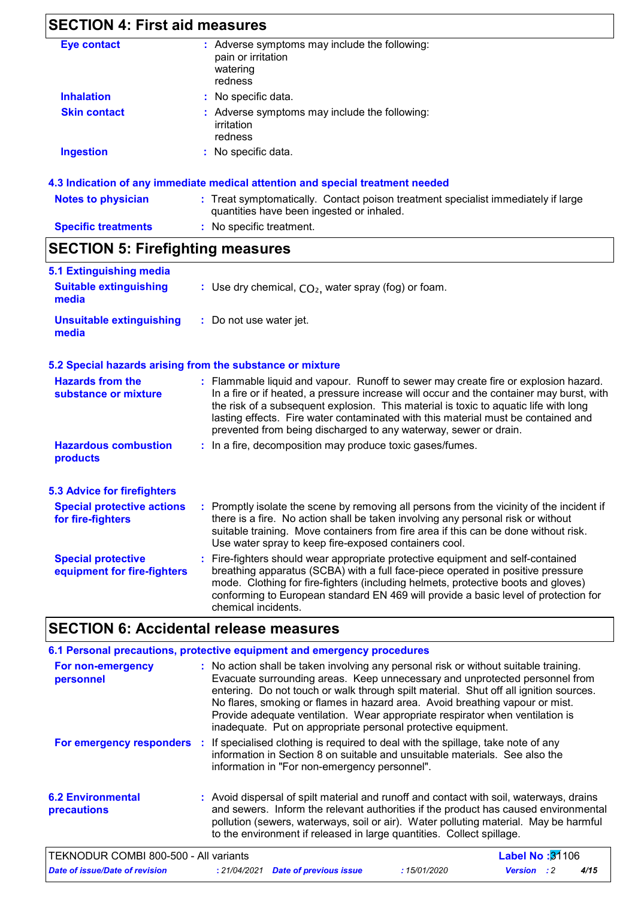## SECTION 4: First aid measures

| | |
|---|---|
| **Eye contact** | : Adverse symptoms may include the following:<br>pain or irritation<br>watering<br>redness |
| **Inhalation** | : No specific data. |
| **Skin contact** | : Adverse symptoms may include the following:<br>irritation<br>redness |
| **Ingestion** | : No specific data. |

### 4.3 Indication of any immediate medical attention and special treatment needed

| | |
|---|---|
| **Notes to physician** | : Treat symptomatically. Contact poison treatment specialist immediately if large quantities have been ingested or inhaled. |
| **Specific treatments** | : No specific treatment. |

## SECTION 5: Firefighting measures

### 5.1 Extinguishing media

| | |
|---|---|
| **Suitable extinguishing media** | : Use dry chemical, $CO_2$, water spray (fog) or foam. |
| **Unsuitable extinguishing media** | : Do not use water jet. |

### 5.2 Special hazards arising from the substance or mixture

| | |
|---|---|
| **Hazards from the substance or mixture** | : Flammable liquid and vapour. Runoff to sewer may create fire or explosion hazard. In a fire or if heated, a pressure increase will occur and the container may burst, with the risk of a subsequent explosion. This material is toxic to aquatic life with long lasting effects. Fire water contaminated with this material must be contained and prevented from being discharged to any waterway, sewer or drain. |
| **Hazardous combustion products** | : In a fire, decomposition may produce toxic gases/fumes. |

### 5.3 Advice for firefighters

| | |
|---|---|
| **Special protective actions for fire-fighters** | : Promptly isolate the scene by removing all persons from the vicinity of the incident if there is a fire. No action shall be taken involving any personal risk or without suitable training. Move containers from fire area if this can be done without risk. Use water spray to keep fire-exposed containers cool. |
| **Special protective equipment for fire-fighters** | : Fire-fighters should wear appropriate protective equipment and self-contained breathing apparatus (SCBA) with a full face-piece operated in positive pressure mode. Clothing for fire-fighters (including helmets, protective boots and gloves) conforming to European standard EN 469 will provide a basic level of protection for chemical incidents. |

## SECTION 6: Accidental release measures

### 6.1 Personal precautions, protective equipment and emergency procedures

| | |
|---|---|
| **For non-emergency personnel** | : No action shall be taken involving any personal risk or without suitable training. Evacuate surrounding areas. Keep unnecessary and unprotected personnel from entering. Do not touch or walk through spilt material. Shut off all ignition sources. No flares, smoking or flames in hazard area. Avoid breathing vapour or mist. Provide adequate ventilation. Wear appropriate respirator when ventilation is inadequate. Put on appropriate personal protective equipment. |
| **For emergency responders** | : If specialised clothing is required to deal with the spillage, take note of any information in Section 8 on suitable and unsuitable materials. See also the information in "For non-emergency personnel". |

| | |
|---|---|
| **6.2 Environmental precautions** | : Avoid dispersal of spilt material and runoff and contact with soil, waterways, drains and sewers. Inform the relevant authorities if the product has caused environmental pollution (sewers, waterways, soil or air). Water polluting material. May be harmful to the environment if released in large quantities. Collect spillage. |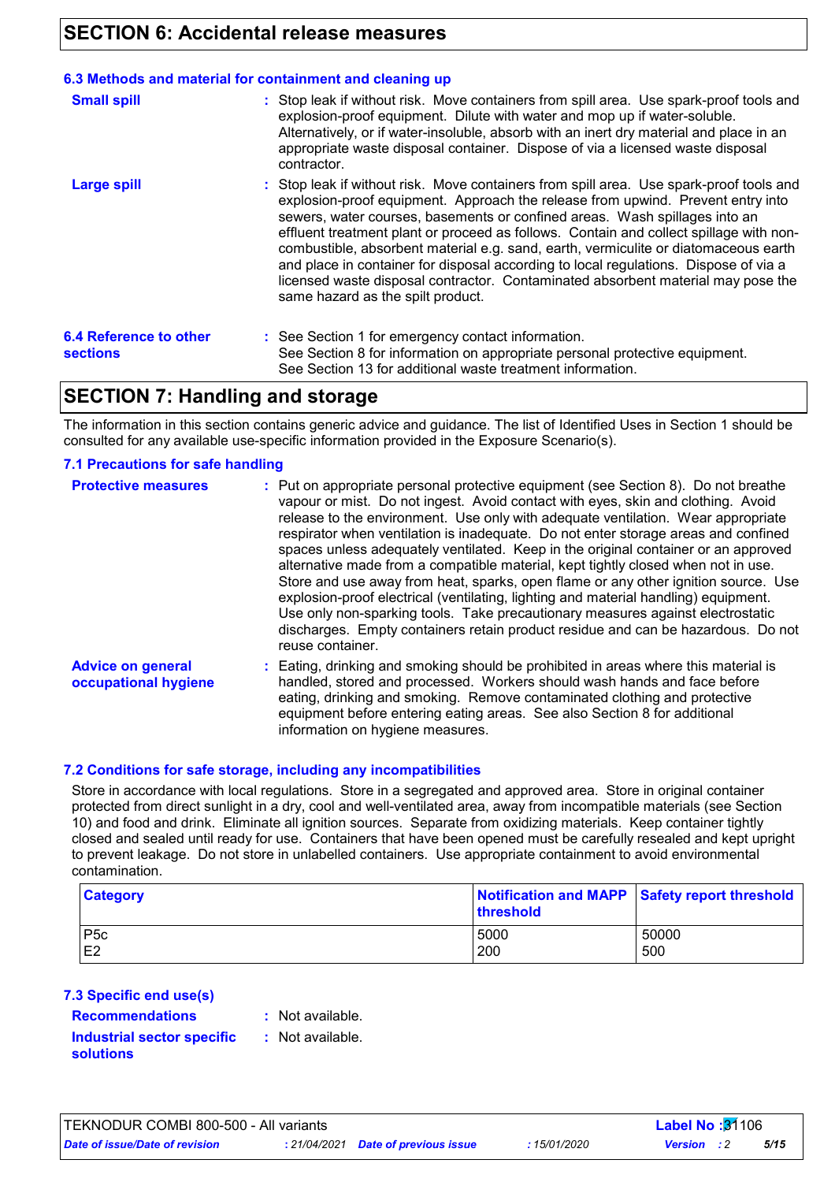## SECTION 6: Accidental release measures

### 6.3 Methods and material for containment and cleaning up

**Small spill** : Stop leak if without risk. Move containers from spill area. Use spark-proof tools and explosion-proof equipment. Dilute with water and mop up if water-soluble. Alternatively, or if water-insoluble, absorb with an inert dry material and place in an appropriate waste disposal container. Dispose of via a licensed waste disposal contractor.

**Large spill** : Stop leak if without risk. Move containers from spill area. Use spark-proof tools and explosion-proof equipment. Approach the release from upwind. Prevent entry into sewers, water courses, basements or confined areas. Wash spillages into an effluent treatment plant or proceed as follows. Contain and collect spillage with non-combustible, absorbent material e.g. sand, earth, vermiculite or diatomaceous earth and place in container for disposal according to local regulations. Dispose of via a licensed waste disposal contractor. Contaminated absorbent material may pose the same hazard as the spilt product.

### 6.4 Reference to other sections

: See Section 1 for emergency contact information.
See Section 8 for information on appropriate personal protective equipment.
See Section 13 for additional waste treatment information.

## SECTION 7: Handling and storage

The information in this section contains generic advice and guidance. The list of Identified Uses in Section 1 should be consulted for any available use-specific information provided in the Exposure Scenario(s).

### 7.1 Precautions for safe handling

**Protective measures** : Put on appropriate personal protective equipment (see Section 8). Do not breathe vapour or mist. Do not ingest. Avoid contact with eyes, skin and clothing. Avoid release to the environment. Use only with adequate ventilation. Wear appropriate respirator when ventilation is inadequate. Do not enter storage areas and confined spaces unless adequately ventilated. Keep in the original container or an approved alternative made from a compatible material, kept tightly closed when not in use. Store and use away from heat, sparks, open flame or any other ignition source. Use explosion-proof electrical (ventilating, lighting and material handling) equipment. Use only non-sparking tools. Take precautionary measures against electrostatic discharges. Empty containers retain product residue and can be hazardous. Do not reuse container.

**Advice on general occupational hygiene** : Eating, drinking and smoking should be prohibited in areas where this material is handled, stored and processed. Workers should wash hands and face before eating, drinking and smoking. Remove contaminated clothing and protective equipment before entering eating areas. See also Section 8 for additional information on hygiene measures.

### 7.2 Conditions for safe storage, including any incompatibilities

Store in accordance with local regulations. Store in a segregated and approved area. Store in original container protected from direct sunlight in a dry, cool and well-ventilated area, away from incompatible materials (see Section 10) and food and drink. Eliminate all ignition sources. Separate from oxidizing materials. Keep container tightly closed and sealed until ready for use. Containers that have been opened must be carefully resealed and kept upright to prevent leakage. Do not store in unlabelled containers. Use appropriate containment to avoid environmental contamination.

| Category | Notification and MAPP threshold | Safety report threshold |
|---|---|---|
| P5c | 5000 | 50000 |
| E2 | 200 | 500 |

### 7.3 Specific end use(s)

**Recommendations** : Not available.

**Industrial sector specific solutions** : Not available.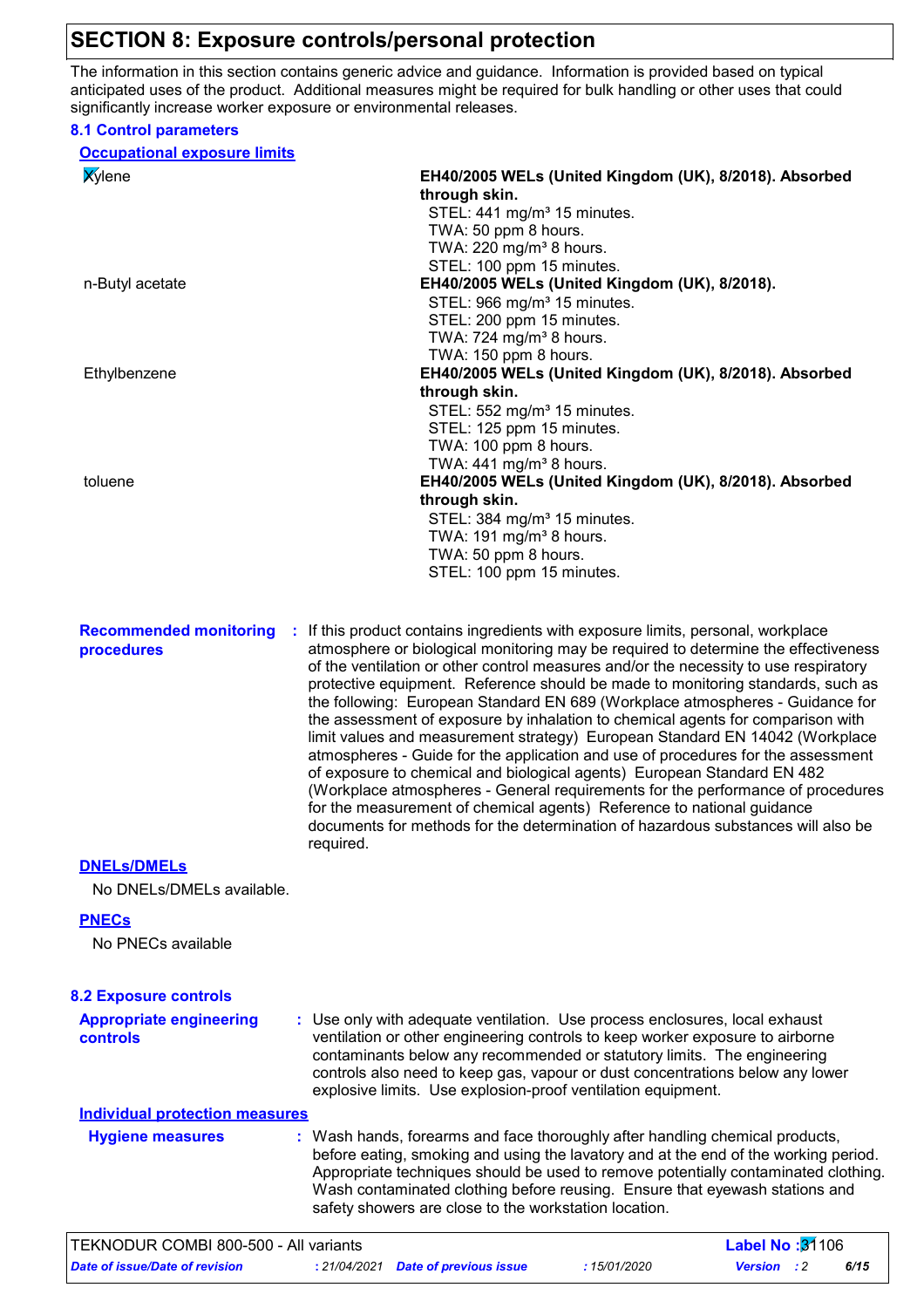## SECTION 8: Exposure controls/personal protection

The information in this section contains generic advice and guidance. Information is provided based on typical anticipated uses of the product. Additional measures might be required for bulk handling or other uses that could significantly increase worker exposure or environmental releases.

### 8.1 Control parameters

**Occupational exposure limits**

| | |
|---|---|
| Xylene | **EH40/2005 WELs (United Kingdom (UK), 8/2018). Absorbed through skin.**<br>STEL: 441 mg/m³ 15 minutes.<br>TWA: 50 ppm 8 hours.<br>TWA: 220 mg/m³ 8 hours.<br>STEL: 100 ppm 15 minutes. |
| n-Butyl acetate | **EH40/2005 WELs (United Kingdom (UK), 8/2018).**<br>STEL: 966 mg/m³ 15 minutes.<br>STEL: 200 ppm 15 minutes.<br>TWA: 724 mg/m³ 8 hours.<br>TWA: 150 ppm 8 hours. |
| Ethylbenzene | **EH40/2005 WELs (United Kingdom (UK), 8/2018). Absorbed through skin.**<br>STEL: 552 mg/m³ 15 minutes.<br>STEL: 125 ppm 15 minutes.<br>TWA: 100 ppm 8 hours.<br>TWA: 441 mg/m³ 8 hours. |
| toluene | **EH40/2005 WELs (United Kingdom (UK), 8/2018). Absorbed through skin.**<br>STEL: 384 mg/m³ 15 minutes.<br>TWA: 191 mg/m³ 8 hours.<br>TWA: 50 ppm 8 hours.<br>STEL: 100 ppm 15 minutes. |

**Recommended monitoring procedures** : If this product contains ingredients with exposure limits, personal, workplace atmosphere or biological monitoring may be required to determine the effectiveness of the ventilation or other control measures and/or the necessity to use respiratory protective equipment. Reference should be made to monitoring standards, such as the following: European Standard EN 689 (Workplace atmospheres - Guidance for the assessment of exposure by inhalation to chemical agents for comparison with limit values and measurement strategy) European Standard EN 14042 (Workplace atmospheres - Guide for the application and use of procedures for the assessment of exposure to chemical and biological agents) European Standard EN 482 (Workplace atmospheres - General requirements for the performance of procedures for the measurement of chemical agents) Reference to national guidance documents for methods for the determination of hazardous substances will also be required.

**DNELs/DMELs**

No DNELs/DMELs available.

**PNECs**

No PNECs available

### 8.2 Exposure controls

**Appropriate engineering controls** : Use only with adequate ventilation. Use process enclosures, local exhaust ventilation or other engineering controls to keep worker exposure to airborne contaminants below any recommended or statutory limits. The engineering controls also need to keep gas, vapour or dust concentrations below any lower explosive limits. Use explosion-proof ventilation equipment.

**Individual protection measures**

**Hygiene measures** : Wash hands, forearms and face thoroughly after handling chemical products, before eating, smoking and using the lavatory and at the end of the working period. Appropriate techniques should be used to remove potentially contaminated clothing. Wash contaminated clothing before reusing. Ensure that eyewash stations and safety showers are close to the workstation location.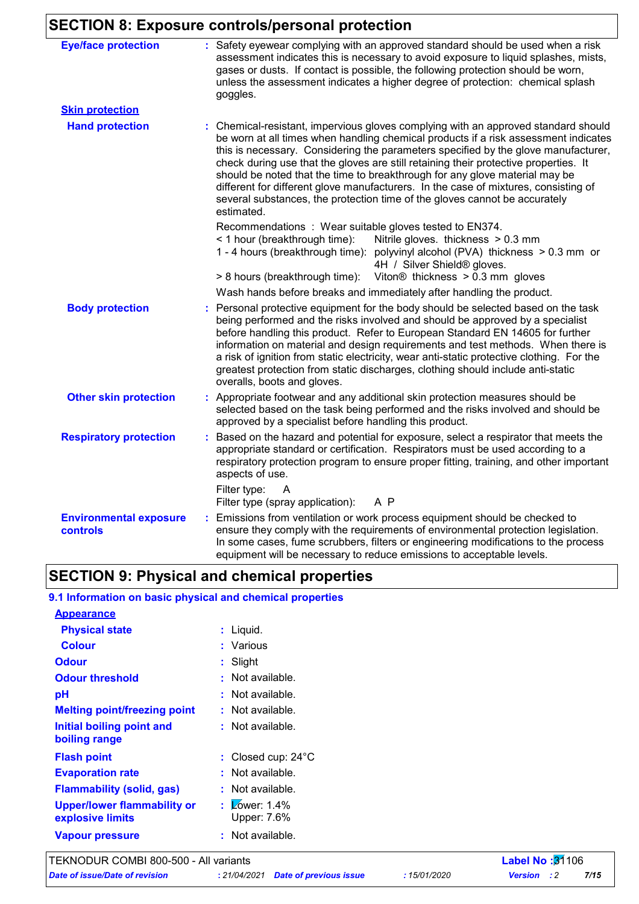## SECTION 8: Exposure controls/personal protection

**Eye/face protection** : Safety eyewear complying with an approved standard should be used when a risk assessment indicates this is necessary to avoid exposure to liquid splashes, mists, gases or dusts. If contact is possible, the following protection should be worn, unless the assessment indicates a higher degree of protection: chemical splash goggles.

**Skin protection**

**Hand protection** : Chemical-resistant, impervious gloves complying with an approved standard should be worn at all times when handling chemical products if a risk assessment indicates this is necessary. Considering the parameters specified by the glove manufacturer, check during use that the gloves are still retaining their protective properties. It should be noted that the time to breakthrough for any glove material may be different for different glove manufacturers. In the case of mixtures, consisting of several substances, the protection time of the gloves cannot be accurately estimated.

Recommendations : Wear suitable gloves tested to EN374.

< 1 hour (breakthrough time): Nitrile gloves. thickness > 0.3 mm

1 - 4 hours (breakthrough time): polyvinyl alcohol (PVA) thickness > 0.3 mm or 4H / Silver Shield® gloves.

> 8 hours (breakthrough time): Viton® thickness > 0.3 mm gloves

Wash hands before breaks and immediately after handling the product.

**Body protection** : Personal protective equipment for the body should be selected based on the task being performed and the risks involved and should be approved by a specialist before handling this product. Refer to European Standard EN 14605 for further information on material and design requirements and test methods. When there is a risk of ignition from static electricity, wear anti-static protective clothing. For the greatest protection from static discharges, clothing should include anti-static overalls, boots and gloves.

**Other skin protection** : Appropriate footwear and any additional skin protection measures should be selected based on the task being performed and the risks involved and should be approved by a specialist before handling this product.

**Respiratory protection** : Based on the hazard and potential for exposure, select a respirator that meets the appropriate standard or certification. Respirators must be used according to a respiratory protection program to ensure proper fitting, training, and other important aspects of use.

Filter type: A

Filter type (spray application): A P

**Environmental exposure controls** : Emissions from ventilation or work process equipment should be checked to ensure they comply with the requirements of environmental protection legislation. In some cases, fume scrubbers, filters or engineering modifications to the process equipment will be necessary to reduce emissions to acceptable levels.

## SECTION 9: Physical and chemical properties

### 9.1 Information on basic physical and chemical properties

**Appearance**

**Physical state** : Liquid.

**Colour** : Various

**Odour** : Slight

**Odour threshold** : Not available.

**pH** : Not available.

**Melting point/freezing point** : Not available.

**Initial boiling point and boiling range** : Not available.

**Flash point** : Closed cup: 24°C

**Evaporation rate** : Not available.

**Flammability (solid, gas)** : Not available.

**Upper/lower flammability or explosive limits** : Lower: 1.4%
Upper: 7.6%

**Vapour pressure** : Not available.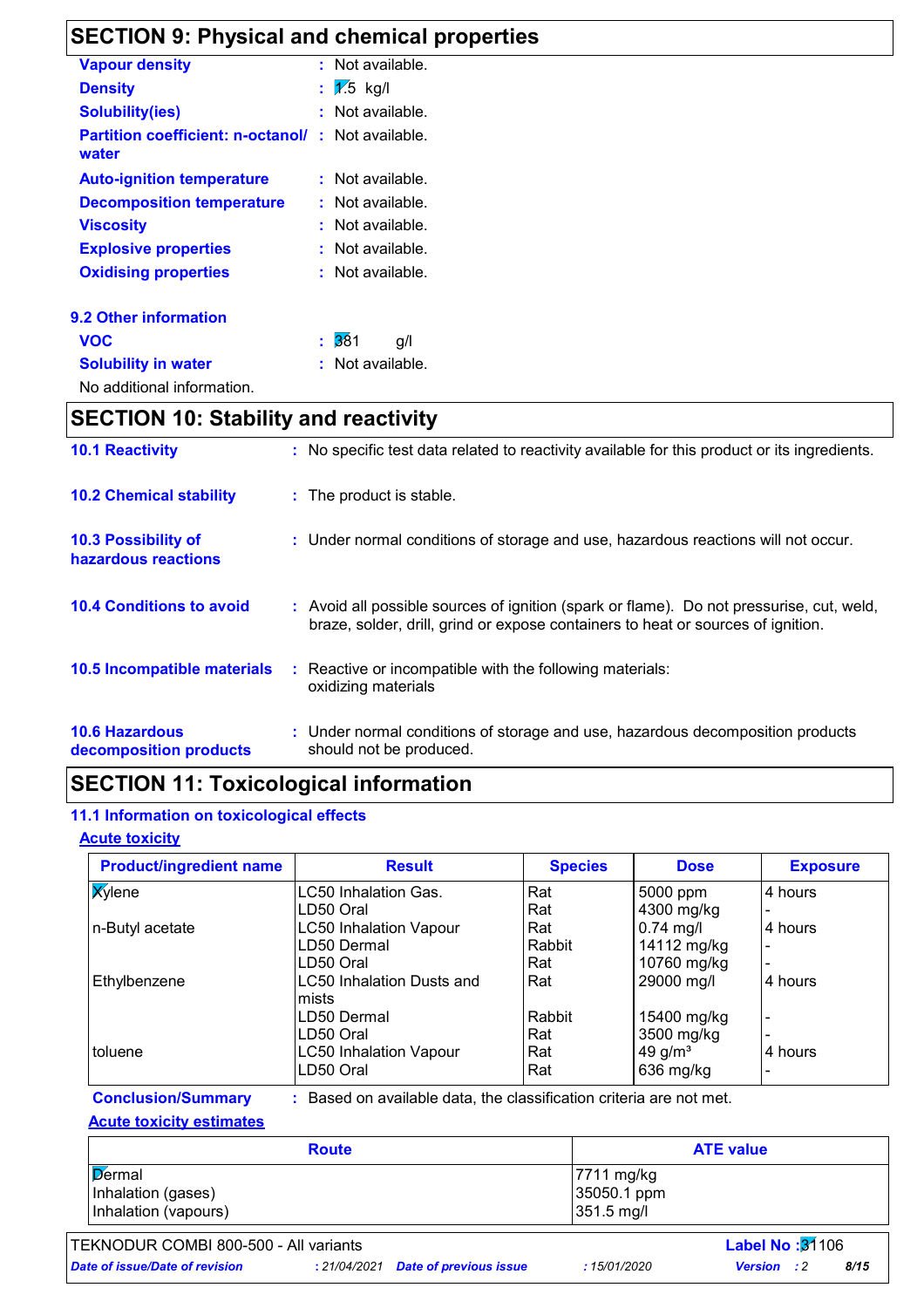## SECTION 9: Physical and chemical properties

**Vapour density** : Not available.

**Density** : 1.5 kg/l

**Solubility(ies)** : Not available.

**Partition coefficient: n-octanol/ water** : Not available.

**Auto-ignition temperature** : Not available.

**Decomposition temperature** : Not available.

**Viscosity** : Not available.

**Explosive properties** : Not available.

**Oxidising properties** : Not available.

### 9.2 Other information

**VOC** : 381 g/l

**Solubility in water** : Not available.

No additional information.

## SECTION 10: Stability and reactivity

**10.1 Reactivity** : No specific test data related to reactivity available for this product or its ingredients.

**10.2 Chemical stability** : The product is stable.

**10.3 Possibility of hazardous reactions** : Under normal conditions of storage and use, hazardous reactions will not occur.

**10.4 Conditions to avoid** : Avoid all possible sources of ignition (spark or flame). Do not pressurise, cut, weld, braze, solder, drill, grind or expose containers to heat or sources of ignition.

**10.5 Incompatible materials** : Reactive or incompatible with the following materials: oxidizing materials

**10.6 Hazardous decomposition products** : Under normal conditions of storage and use, hazardous decomposition products should not be produced.

## SECTION 11: Toxicological information

### 11.1 Information on toxicological effects

**Acute toxicity**

| Product/ingredient name | Result | Species | Dose | Exposure |
|---|---|---|---|---|
| Xylene | LC50 Inhalation Gas. | Rat | 5000 ppm | 4 hours |
| | LD50 Oral | Rat | 4300 mg/kg | - |
| n-Butyl acetate | LC50 Inhalation Vapour | Rat | 0.74 mg/l | 4 hours |
| | LD50 Dermal | Rabbit | 14112 mg/kg | - |
| | LD50 Oral | Rat | 10760 mg/kg | - |
| Ethylbenzene | LC50 Inhalation Dusts and mists | Rat | 29000 mg/l | 4 hours |
| | LD50 Dermal | Rabbit | 15400 mg/kg | - |
| | LD50 Oral | Rat | 3500 mg/kg | - |
| toluene | LC50 Inhalation Vapour | Rat | 49 g/m³ | 4 hours |
| | LD50 Oral | Rat | 636 mg/kg | - |

**Conclusion/Summary** : Based on available data, the classification criteria are not met.

**Acute toxicity estimates**

| Route | ATE value |
|---|---|
| Dermal | 7711 mg/kg |
| Inhalation (gases) | 35050.1 ppm |
| Inhalation (vapours) | 351.5 mg/l |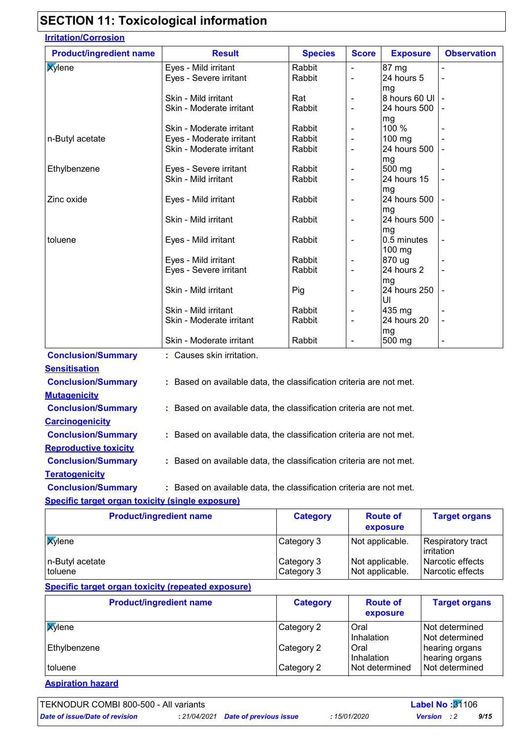## SECTION 11: Toxicological information

**Irritation/Corrosion**

| Product/ingredient name | Result | Species | Score | Exposure | Observation |
|---|---|---|---|---|---|
| Xylene | Eyes - Mild irritant | Rabbit | - | 87 mg | - |
| | Eyes - Severe irritant | Rabbit | - | 24 hours 5 mg | - |
| | Skin - Mild irritant | Rat | - | 8 hours 60 UI | - |
| | Skin - Moderate irritant | Rabbit | - | 24 hours 500 mg | - |
| | Skin - Moderate irritant | Rabbit | - | 100 % | - |
| n-Butyl acetate | Eyes - Moderate irritant | Rabbit | - | 100 mg | - |
| | Skin - Moderate irritant | Rabbit | - | 24 hours 500 mg | - |
| Ethylbenzene | Eyes - Severe irritant | Rabbit | - | 500 mg | - |
| | Skin - Mild irritant | Rabbit | - | 24 hours 15 mg | - |
| Zinc oxide | Eyes - Mild irritant | Rabbit | - | 24 hours 500 mg | - |
| | Skin - Mild irritant | Rabbit | - | 24 hours 500 mg | - |
| toluene | Eyes - Mild irritant | Rabbit | - | 0.5 minutes 100 mg | - |
| | Eyes - Mild irritant | Rabbit | - | 870 ug | - |
| | Eyes - Severe irritant | Rabbit | - | 24 hours 2 mg | - |
| | Skin - Mild irritant | Pig | - | 24 hours 250 UI | - |
| | Skin - Mild irritant | Rabbit | - | 435 mg | - |
| | Skin - Moderate irritant | Rabbit | - | 24 hours 20 mg | - |
| | Skin - Moderate irritant | Rabbit | - | 500 mg | - |

**Conclusion/Summary** : Causes skin irritation.

**Sensitisation**

**Conclusion/Summary** : Based on available data, the classification criteria are not met.

**Mutagenicity**

**Conclusion/Summary** : Based on available data, the classification criteria are not met.

**Carcinogenicity**

**Conclusion/Summary** : Based on available data, the classification criteria are not met.

**Reproductive toxicity**

**Conclusion/Summary** : Based on available data, the classification criteria are not met.

**Teratogenicity**

**Conclusion/Summary** : Based on available data, the classification criteria are not met.

**Specific target organ toxicity (single exposure)**

| Product/ingredient name | Category | Route of exposure | Target organs |
|---|---|---|---|
| Xylene | Category 3 | Not applicable. | Respiratory tract irritation |
| n-Butyl acetate | Category 3 | Not applicable. | Narcotic effects |
| toluene | Category 3 | Not applicable. | Narcotic effects |

**Specific target organ toxicity (repeated exposure)**

| Product/ingredient name | Category | Route of exposure | Target organs |
|---|---|---|---|
| Xylene | Category 2 | Oral | Not determined |
| | | Inhalation | Not determined |
| Ethylbenzene | Category 2 | Oral | hearing organs |
| | | Inhalation | hearing organs |
| toluene | Category 2 | Not determined | Not determined |

**Aspiration hazard**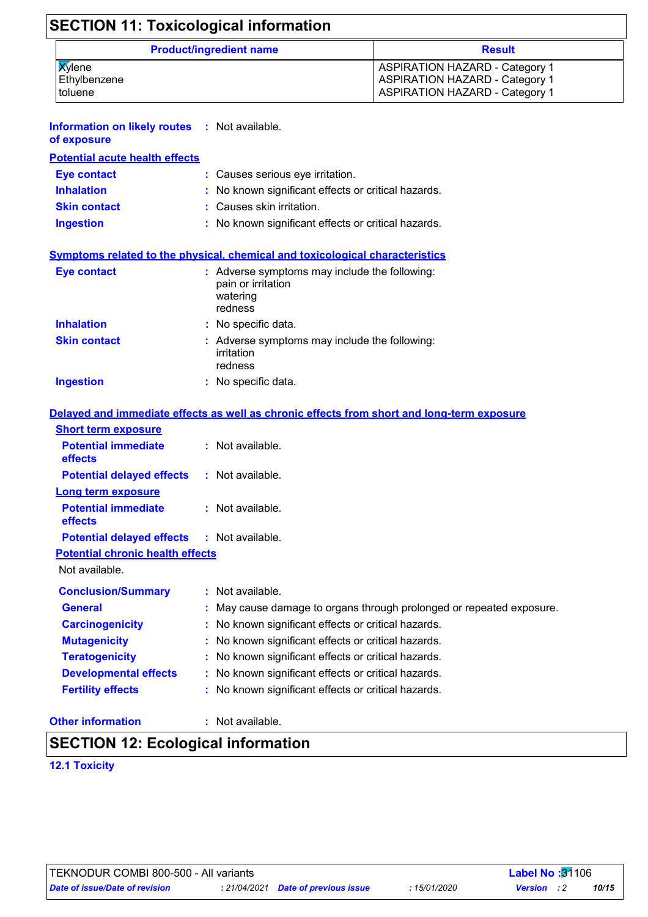## SECTION 11: Toxicological information

| Product/ingredient name | Result |
|---|---|
| Xylene | ASPIRATION HAZARD - Category 1 |
| Ethylbenzene | ASPIRATION HAZARD - Category 1 |
| toluene | ASPIRATION HAZARD - Category 1 |

**Information on likely routes of exposure** : Not available.

**Potential acute health effects**

**Eye contact** : Causes serious eye irritation.

**Inhalation** : No known significant effects or critical hazards.

**Skin contact** : Causes skin irritation.

**Ingestion** : No known significant effects or critical hazards.

**Symptoms related to the physical, chemical and toxicological characteristics**

**Eye contact** : Adverse symptoms may include the following:
pain or irritation
watering
redness

**Inhalation** : No specific data.

**Skin contact** : Adverse symptoms may include the following:
irritation
redness

**Ingestion** : No specific data.

**Delayed and immediate effects as well as chronic effects from short and long-term exposure**

**Short term exposure**

**Potential immediate effects** : Not available.

**Potential delayed effects** : Not available.

**Long term exposure**

**Potential immediate effects** : Not available.

**Potential delayed effects** : Not available.

**Potential chronic health effects**

Not available.

**Conclusion/Summary** : Not available.

**General** : May cause damage to organs through prolonged or repeated exposure.

**Carcinogenicity** : No known significant effects or critical hazards.

**Mutagenicity** : No known significant effects or critical hazards.

**Teratogenicity** : No known significant effects or critical hazards.

**Developmental effects** : No known significant effects or critical hazards.

**Fertility effects** : No known significant effects or critical hazards.

**Other information** : Not available.

## SECTION 12: Ecological information

**12.1 Toxicity**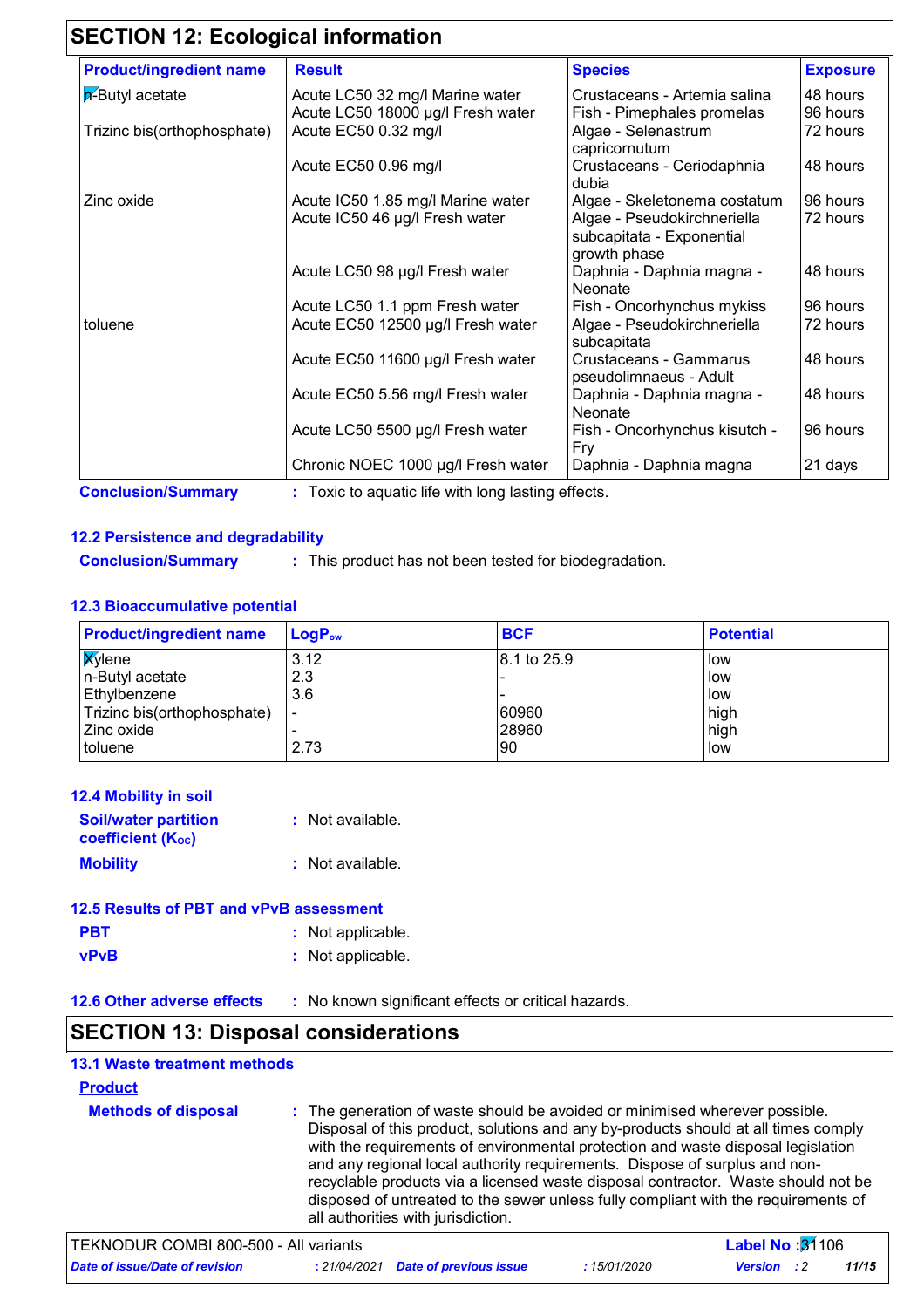## SECTION 12: Ecological information

| Product/ingredient name | Result | Species | Exposure |
|---|---|---|---|
| n-Butyl acetate | Acute LC50 32 mg/l Marine water | Crustaceans - Artemia salina | 48 hours |
| | Acute LC50 18000 µg/l Fresh water | Fish - Pimephales promelas | 96 hours |
| Trizinc bis(orthophosphate) | Acute EC50 0.32 mg/l | Algae - Selenastrum capricornutum | 72 hours |
| | Acute EC50 0.96 mg/l | Crustaceans - Ceriodaphnia dubia | 48 hours |
| Zinc oxide | Acute IC50 1.85 mg/l Marine water | Algae - Skeletonema costatum | 96 hours |
| | Acute IC50 46 µg/l Fresh water | Algae - Pseudokirchneriella subcapitata - Exponential growth phase | 72 hours |
| | Acute LC50 98 µg/l Fresh water | Daphnia - Daphnia magna - Neonate | 48 hours |
| | Acute LC50 1.1 ppm Fresh water | Fish - Oncorhynchus mykiss | 96 hours |
| toluene | Acute EC50 12500 µg/l Fresh water | Algae - Pseudokirchneriella subcapitata | 72 hours |
| | Acute EC50 11600 µg/l Fresh water | Crustaceans - Gammarus pseudolimnaeus - Adult | 48 hours |
| | Acute EC50 5.56 mg/l Fresh water | Daphnia - Daphnia magna - Neonate | 48 hours |
| | Acute LC50 5500 µg/l Fresh water | Fish - Oncorhynchus kisutch - Fry | 96 hours |
| | Chronic NOEC 1000 µg/l Fresh water | Daphnia - Daphnia magna | 21 days |

**Conclusion/Summary** : Toxic to aquatic life with long lasting effects.

### 12.2 Persistence and degradability

**Conclusion/Summary** : This product has not been tested for biodegradation.

### 12.3 Bioaccumulative potential

| Product/ingredient name | $LogP_{ow}$ | BCF | Potential |
|---|---|---|---|
| Xylene | 3.12 | 8.1 to 25.9 | low |
| n-Butyl acetate | 2.3 | - | low |
| Ethylbenzene | 3.6 | - | low |
| Trizinc bis(orthophosphate) | - | 60960 | high |
| Zinc oxide | - | 28960 | high |
| toluene | 2.73 | 90 | low |

### 12.4 Mobility in soil

**Soil/water partition coefficient ($K_{OC}$)** : Not available.

**Mobility** : Not available.

### 12.5 Results of PBT and vPvB assessment

**PBT** : Not applicable.

**vPvB** : Not applicable.

### 12.6 Other adverse effects : No known significant effects or critical hazards.

## SECTION 13: Disposal considerations

### 13.1 Waste treatment methods

**Product**

**Methods of disposal** : The generation of waste should be avoided or minimised wherever possible. Disposal of this product, solutions and any by-products should at all times comply with the requirements of environmental protection and waste disposal legislation and any regional local authority requirements. Dispose of surplus and non-recyclable products via a licensed waste disposal contractor. Waste should not be disposed of untreated to the sewer unless fully compliant with the requirements of all authorities with jurisdiction.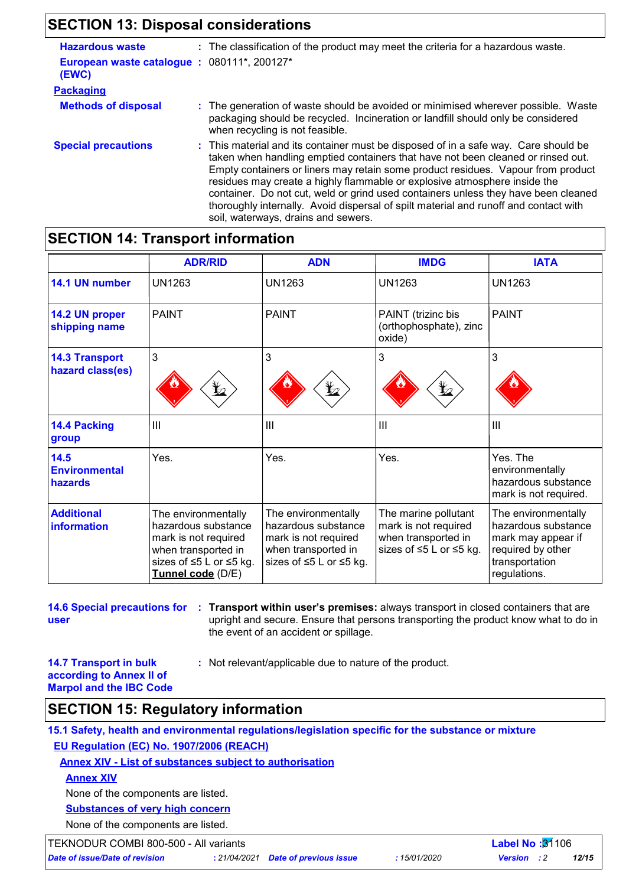## SECTION 13: Disposal considerations

**Hazardous waste** : The classification of the product may meet the criteria for a hazardous waste.

**European waste catalogue (EWC)** : 080111*, 200127*

**Packaging**

**Methods of disposal** : The generation of waste should be avoided or minimised wherever possible. Waste packaging should be recycled. Incineration or landfill should only be considered when recycling is not feasible.

**Special precautions** : This material and its container must be disposed of in a safe way. Care should be taken when handling emptied containers that have not been cleaned or rinsed out. Empty containers or liners may retain some product residues. Vapour from product residues may create a highly flammable or explosive atmosphere inside the container. Do not cut, weld or grind used containers unless they have been cleaned thoroughly internally. Avoid dispersal of spilt material and runoff and contact with soil, waterways, drains and sewers.

## SECTION 14: Transport information

| | ADR/RID | ADN | IMDG | IATA |
|---|---|---|---|---|
| **14.1 UN number** | UN1263 | UN1263 | UN1263 | UN1263 |
| **14.2 UN proper shipping name** | PAINT | PAINT | PAINT (trizinc bis (orthophosphate), zinc oxide) | PAINT |
| **14.3 Transport hazard class(es)** | 3 | 3 | 3 | 3 |
| **14.4 Packing group** | III | III | III | III |
| **14.5 Environmental hazards** | Yes. | Yes. | Yes. | Yes. The environmentally hazardous substance mark is not required. |
| **Additional information** | The environmentally hazardous substance mark is not required when transported in sizes of ≤5 L or ≤5 kg. **Tunnel code** (D/E) | The environmentally hazardous substance mark is not required when transported in sizes of ≤5 L or ≤5 kg. | The marine pollutant mark is not required when transported in sizes of ≤5 L or ≤5 kg. | The environmentally hazardous substance mark may appear if required by other transportation regulations. |

**14.6 Special precautions for user** : **Transport within user's premises:** always transport in closed containers that are upright and secure. Ensure that persons transporting the product know what to do in the event of an accident or spillage.

**14.7 Transport in bulk according to Annex II of Marpol and the IBC Code** : Not relevant/applicable due to nature of the product.

## SECTION 15: Regulatory information

### 15.1 Safety, health and environmental regulations/legislation specific for the substance or mixture

**EU Regulation (EC) No. 1907/2006 (REACH)**

**Annex XIV - List of substances subject to authorisation**

**Annex XIV**

None of the components are listed.

**Substances of very high concern**

None of the components are listed.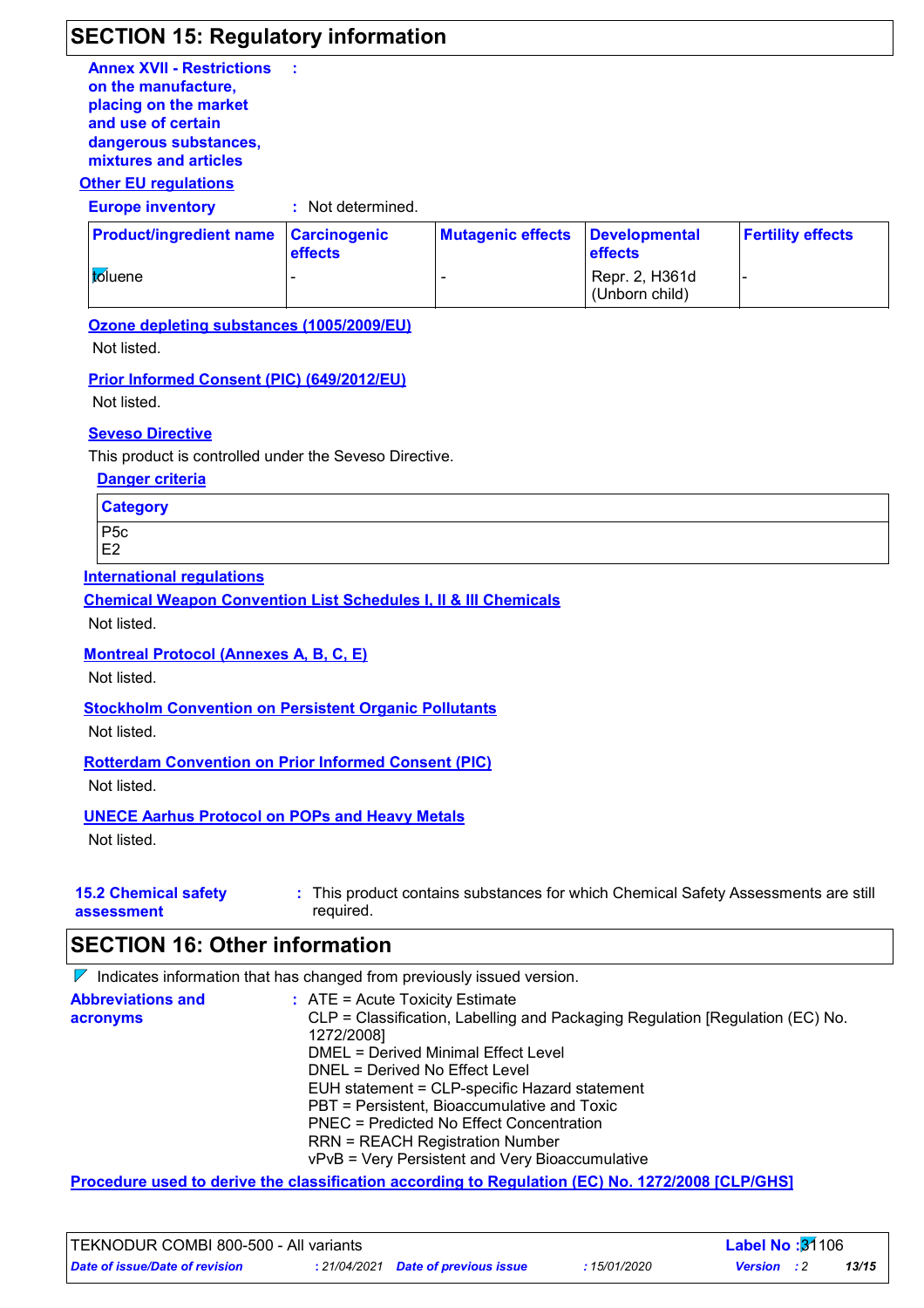## SECTION 15: Regulatory information

**Annex XVII - Restrictions on the manufacture, placing on the market and use of certain dangerous substances, mixtures and articles** :

### Other EU regulations

**Europe inventory** : Not determined.

| Product/ingredient name | Carcinogenic effects | Mutagenic effects | Developmental effects | Fertility effects |
|---|---|---|---|---|
| toluene | - | - | Repr. 2, H361d (Unborn child) | - |

**Ozone depleting substances (1005/2009/EU)**

Not listed.

**Prior Informed Consent (PIC) (649/2012/EU)**

Not listed.

**Seveso Directive**

This product is controlled under the Seveso Directive.

**Danger criteria**

| Category |
|---|
| P5c<br>E2 |

### International regulations

**Chemical Weapon Convention List Schedules I, II & III Chemicals**

Not listed.

**Montreal Protocol (Annexes A, B, C, E)**

Not listed.

**Stockholm Convention on Persistent Organic Pollutants**

Not listed.

**Rotterdam Convention on Prior Informed Consent (PIC)**

Not listed.

**UNECE Aarhus Protocol on POPs and Heavy Metals**

Not listed.

**15.2 Chemical safety assessment** : This product contains substances for which Chemical Safety Assessments are still required.

## SECTION 16: Other information

Indicates information that has changed from previously issued version.

**Abbreviations and acronyms** :
ATE = Acute Toxicity Estimate
CLP = Classification, Labelling and Packaging Regulation [Regulation (EC) No. 1272/2008]
DMEL = Derived Minimal Effect Level
DNEL = Derived No Effect Level
EUH statement = CLP-specific Hazard statement
PBT = Persistent, Bioaccumulative and Toxic
PNEC = Predicted No Effect Concentration
RRN = REACH Registration Number
vPvB = Very Persistent and Very Bioaccumulative

**Procedure used to derive the classification according to Regulation (EC) No. 1272/2008 [CLP/GHS]**

TEKNODUR COMBI 800-500 - All variants | **Label No** : 31106

*Date of issue/Date of revision* : 21/04/2021 *Date of previous issue* : 15/01/2020 *Version* : 2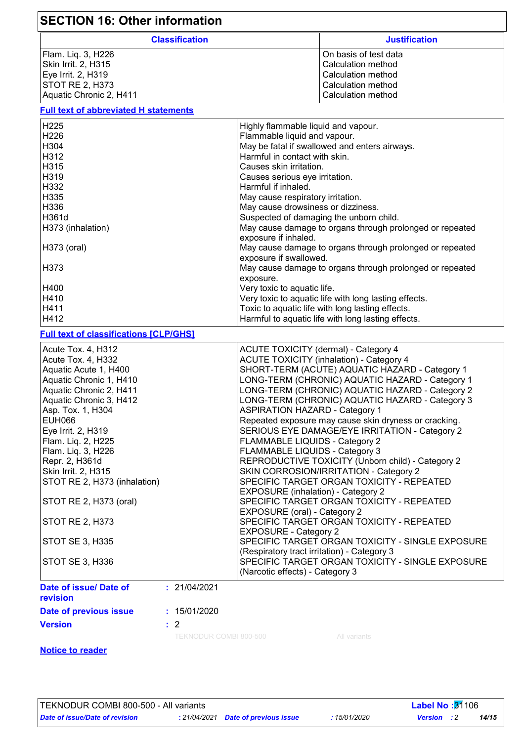## SECTION 16: Other information

| Classification | Justification |
|---|---|
| Flam. Liq. 3, H226 | On basis of test data |
| Skin Irrit. 2, H315 | Calculation method |
| Eye Irrit. 2, H319 | Calculation method |
| STOT RE 2, H373 | Calculation method |
| Aquatic Chronic 2, H411 | Calculation method |

**Full text of abbreviated H statements**

| | |
|---|---|
| H225 | Highly flammable liquid and vapour. |
| H226 | Flammable liquid and vapour. |
| H304 | May be fatal if swallowed and enters airways. |
| H312 | Harmful in contact with skin. |
| H315 | Causes skin irritation. |
| H319 | Causes serious eye irritation. |
| H332 | Harmful if inhaled. |
| H335 | May cause respiratory irritation. |
| H336 | May cause drowsiness or dizziness. |
| H361d | Suspected of damaging the unborn child. |
| H373 (inhalation) | May cause damage to organs through prolonged or repeated exposure if inhaled. |
| H373 (oral) | May cause damage to organs through prolonged or repeated exposure if swallowed. |
| H373 | May cause damage to organs through prolonged or repeated exposure. |
| H400 | Very toxic to aquatic life. |
| H410 | Very toxic to aquatic life with long lasting effects. |
| H411 | Toxic to aquatic life with long lasting effects. |
| H412 | Harmful to aquatic life with long lasting effects. |

**Full text of classifications [CLP/GHS]**

| | |
|---|---|
| Acute Tox. 4, H312 | ACUTE TOXICITY (dermal) - Category 4 |
| Acute Tox. 4, H332 | ACUTE TOXICITY (inhalation) - Category 4 |
| Aquatic Acute 1, H400 | SHORT-TERM (ACUTE) AQUATIC HAZARD - Category 1 |
| Aquatic Chronic 1, H410 | LONG-TERM (CHRONIC) AQUATIC HAZARD - Category 1 |
| Aquatic Chronic 2, H411 | LONG-TERM (CHRONIC) AQUATIC HAZARD - Category 2 |
| Aquatic Chronic 3, H412 | LONG-TERM (CHRONIC) AQUATIC HAZARD - Category 3 |
| Asp. Tox. 1, H304 | ASPIRATION HAZARD - Category 1 |
| EUH066 | Repeated exposure may cause skin dryness or cracking. |
| Eye Irrit. 2, H319 | SERIOUS EYE DAMAGE/EYE IRRITATION - Category 2 |
| Flam. Liq. 2, H225 | FLAMMABLE LIQUIDS - Category 2 |
| Flam. Liq. 3, H226 | FLAMMABLE LIQUIDS - Category 3 |
| Repr. 2, H361d | REPRODUCTIVE TOXICITY (Unborn child) - Category 2 |
| Skin Irrit. 2, H315 | SKIN CORROSION/IRRITATION - Category 2 |
| STOT RE 2, H373 (inhalation) | SPECIFIC TARGET ORGAN TOXICITY - REPEATED EXPOSURE (inhalation) - Category 2 |
| STOT RE 2, H373 (oral) | SPECIFIC TARGET ORGAN TOXICITY - REPEATED EXPOSURE (oral) - Category 2 |
| STOT RE 2, H373 | SPECIFIC TARGET ORGAN TOXICITY - REPEATED EXPOSURE - Category 2 |
| STOT SE 3, H335 | SPECIFIC TARGET ORGAN TOXICITY - SINGLE EXPOSURE (Respiratory tract irritation) - Category 3 |
| STOT SE 3, H336 | SPECIFIC TARGET ORGAN TOXICITY - SINGLE EXPOSURE (Narcotic effects) - Category 3 |

**Date of issue/ Date of revision** : 21/04/2021

**Date of previous issue** : 15/01/2020

**Version** : 2

TEKNODUR COMBI 800-500 All variants

**Notice to reader**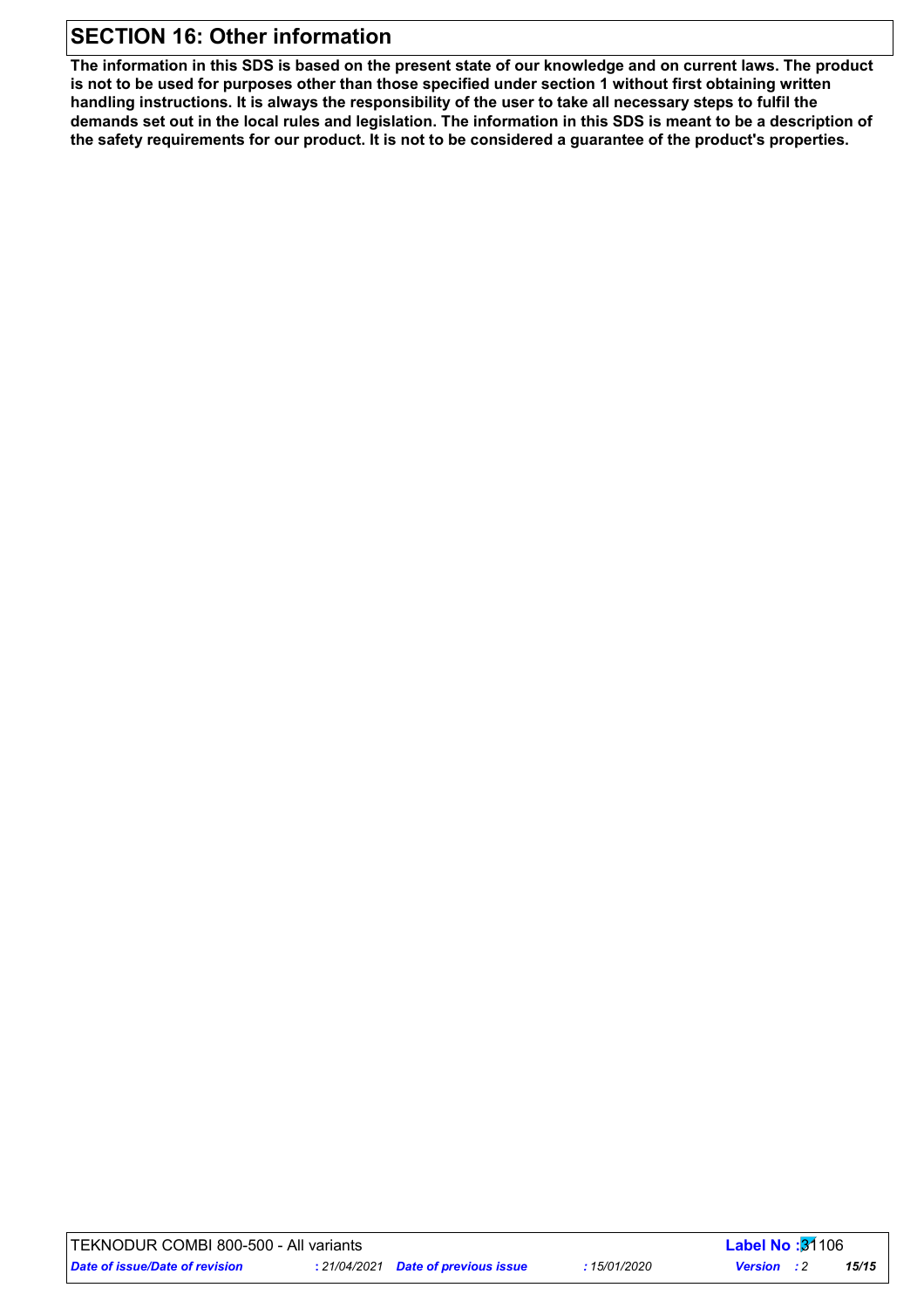## SECTION 16: Other information

**The information in this SDS is based on the present state of our knowledge and on current laws. The product is not to be used for purposes other than those specified under section 1 without first obtaining written handling instructions. It is always the responsibility of the user to take all necessary steps to fulfil the demands set out in the local rules and legislation. The information in this SDS is meant to be a description of the safety requirements for our product. It is not to be considered a guarantee of the product's properties.**